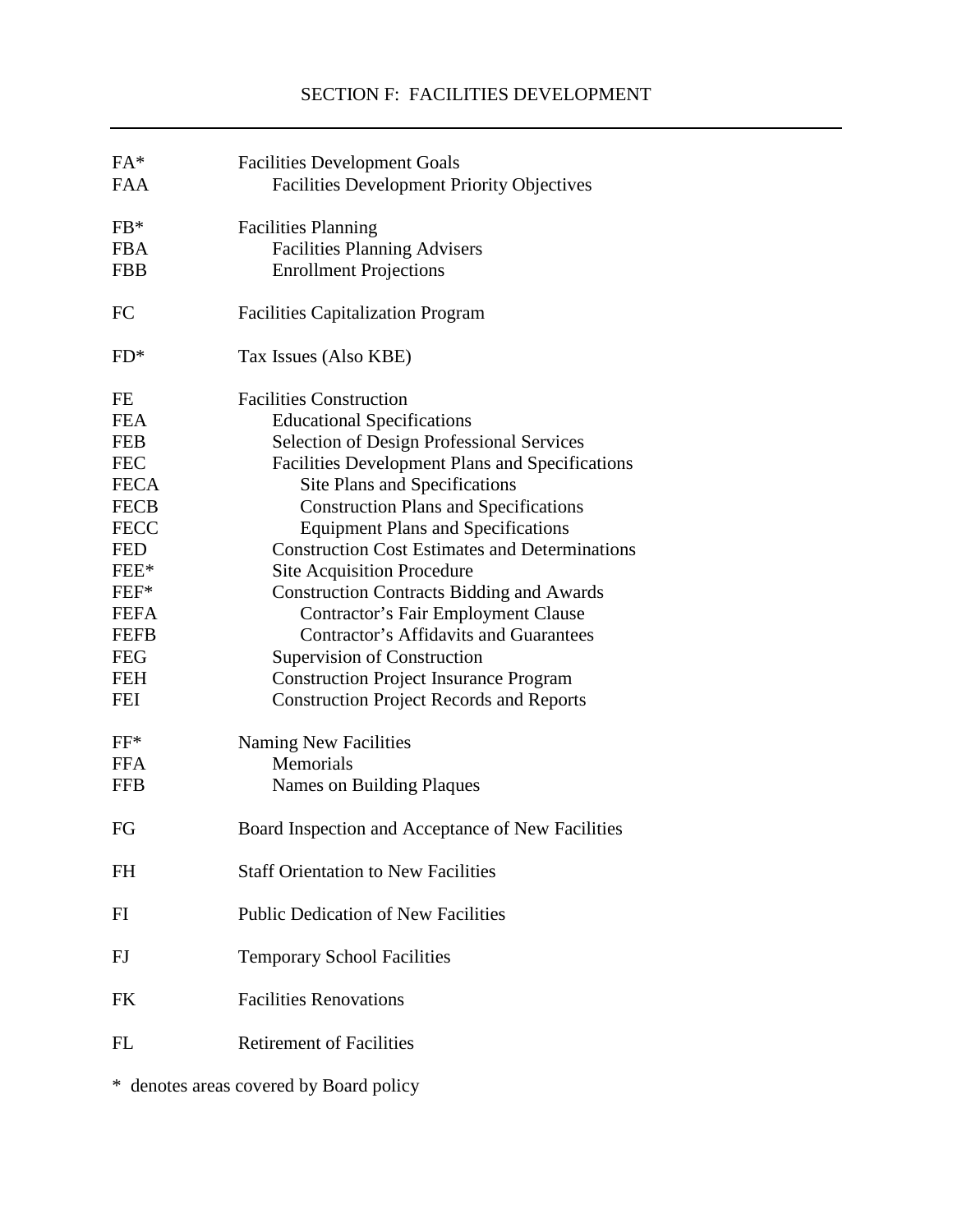# SECTION F: FACILITIES DEVELOPMENT

| Code | Title |
|---|---|
| FA* | Facilities Development Goals |
| FAA | Facilities Development Priority Objectives |
| FB* | Facilities Planning |
| FBA | Facilities Planning Advisers |
| FBB | Enrollment Projections |
| FC | Facilities Capitalization Program |
| FD* | Tax Issues (Also KBE) |
| FE | Facilities Construction |
| FEA | Educational Specifications |
| FEB | Selection of Design Professional Services |
| FEC | Facilities Development Plans and Specifications |
| FECA | Site Plans and Specifications |
| FECB | Construction Plans and Specifications |
| FECC | Equipment Plans and Specifications |
| FED | Construction Cost Estimates and Determinations |
| FEE* | Site Acquisition Procedure |
| FEF* | Construction Contracts Bidding and Awards |
| FEFA | Contractor's Fair Employment Clause |
| FEFB | Contractor's Affidavits and Guarantees |
| FEG | Supervision of Construction |
| FEH | Construction Project Insurance Program |
| FEI | Construction Project Records and Reports |
| FF* | Naming New Facilities |
| FFA | Memorials |
| FFB | Names on Building Plaques |
| FG | Board Inspection and Acceptance of New Facilities |
| FH | Staff Orientation to New Facilities |
| FI | Public Dedication of New Facilities |
| FJ | Temporary School Facilities |
| FK | Facilities Renovations |
| FL | Retirement of Facilities |

* denotes areas covered by Board policy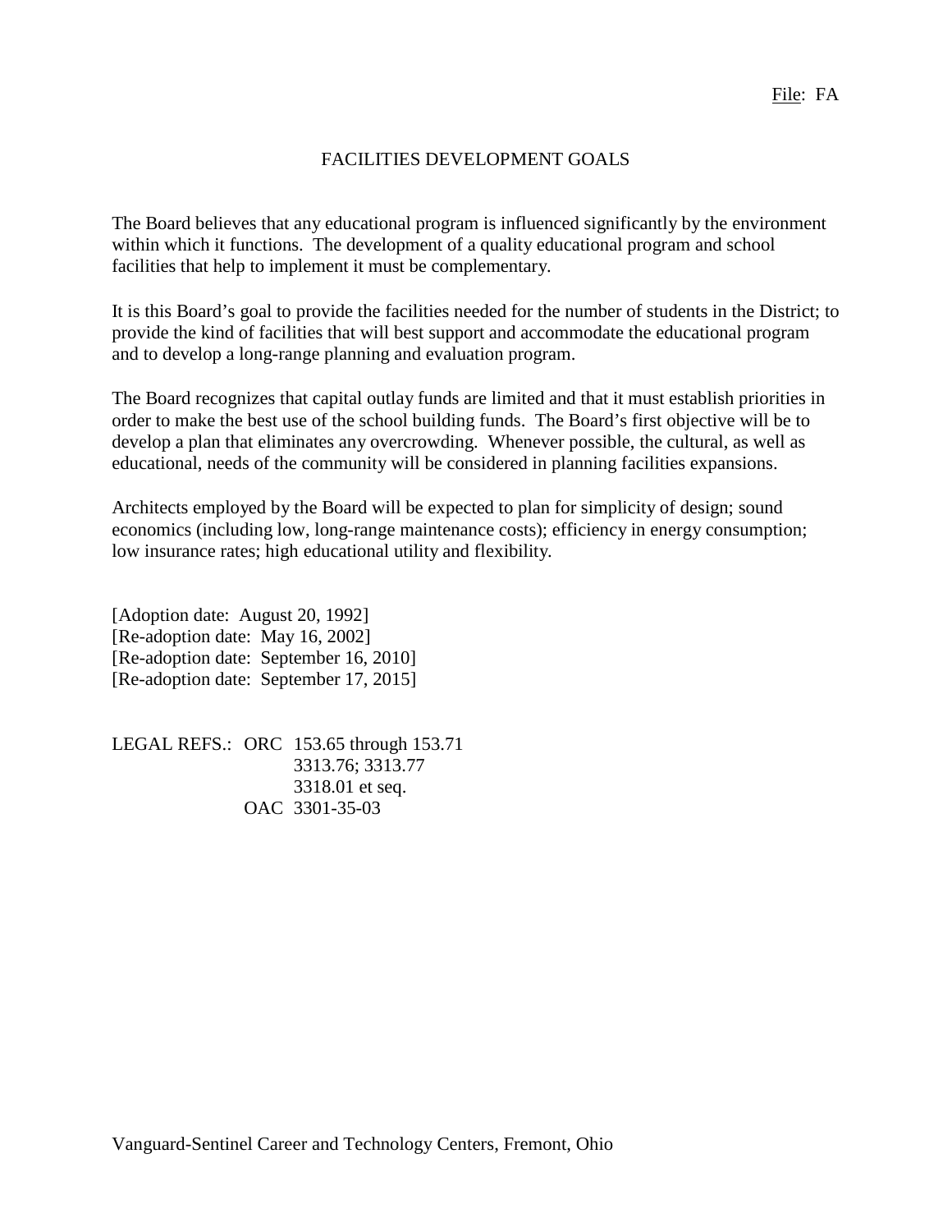File: FA

# FACILITIES DEVELOPMENT GOALS

The Board believes that any educational program is influenced significantly by the environment within which it functions. The development of a quality educational program and school facilities that help to implement it must be complementary.

It is this Board's goal to provide the facilities needed for the number of students in the District; to provide the kind of facilities that will best support and accommodate the educational program and to develop a long-range planning and evaluation program.

The Board recognizes that capital outlay funds are limited and that it must establish priorities in order to make the best use of the school building funds. The Board's first objective will be to develop a plan that eliminates any overcrowding. Whenever possible, the cultural, as well as educational, needs of the community will be considered in planning facilities expansions.

Architects employed by the Board will be expected to plan for simplicity of design; sound economics (including low, long-range maintenance costs); efficiency in energy consumption; low insurance rates; high educational utility and flexibility.

[Adoption date: August 20, 1992]
[Re-adoption date: May 16, 2002]
[Re-adoption date: September 16, 2010]
[Re-adoption date: September 17, 2015]

LEGAL REFS.: ORC 153.65 through 153.71
3313.76; 3313.77
3318.01 et seq.
OAC 3301-35-03

Vanguard-Sentinel Career and Technology Centers, Fremont, Ohio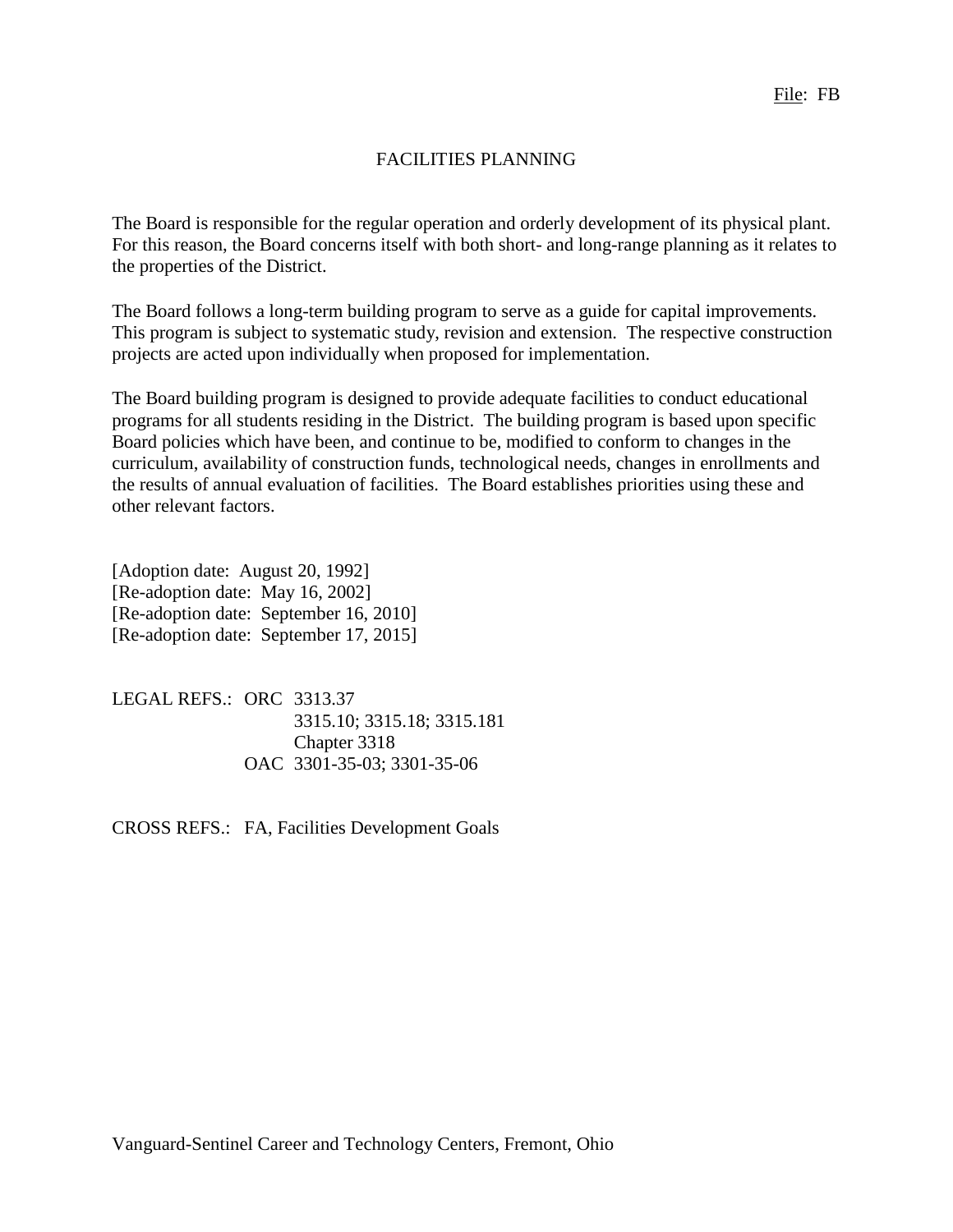File: FB

# FACILITIES PLANNING

The Board is responsible for the regular operation and orderly development of its physical plant. For this reason, the Board concerns itself with both short- and long-range planning as it relates to the properties of the District.

The Board follows a long-term building program to serve as a guide for capital improvements. This program is subject to systematic study, revision and extension. The respective construction projects are acted upon individually when proposed for implementation.

The Board building program is designed to provide adequate facilities to conduct educational programs for all students residing in the District. The building program is based upon specific Board policies which have been, and continue to be, modified to conform to changes in the curriculum, availability of construction funds, technological needs, changes in enrollments and the results of annual evaluation of facilities. The Board establishes priorities using these and other relevant factors.

[Adoption date: August 20, 1992]
[Re-adoption date: May 16, 2002]
[Re-adoption date: September 16, 2010]
[Re-adoption date: September 17, 2015]

LEGAL REFS.: ORC 3313.37
3315.10; 3315.18; 3315.181
Chapter 3318
OAC 3301-35-03; 3301-35-06

CROSS REFS.: FA, Facilities Development Goals

Vanguard-Sentinel Career and Technology Centers, Fremont, Ohio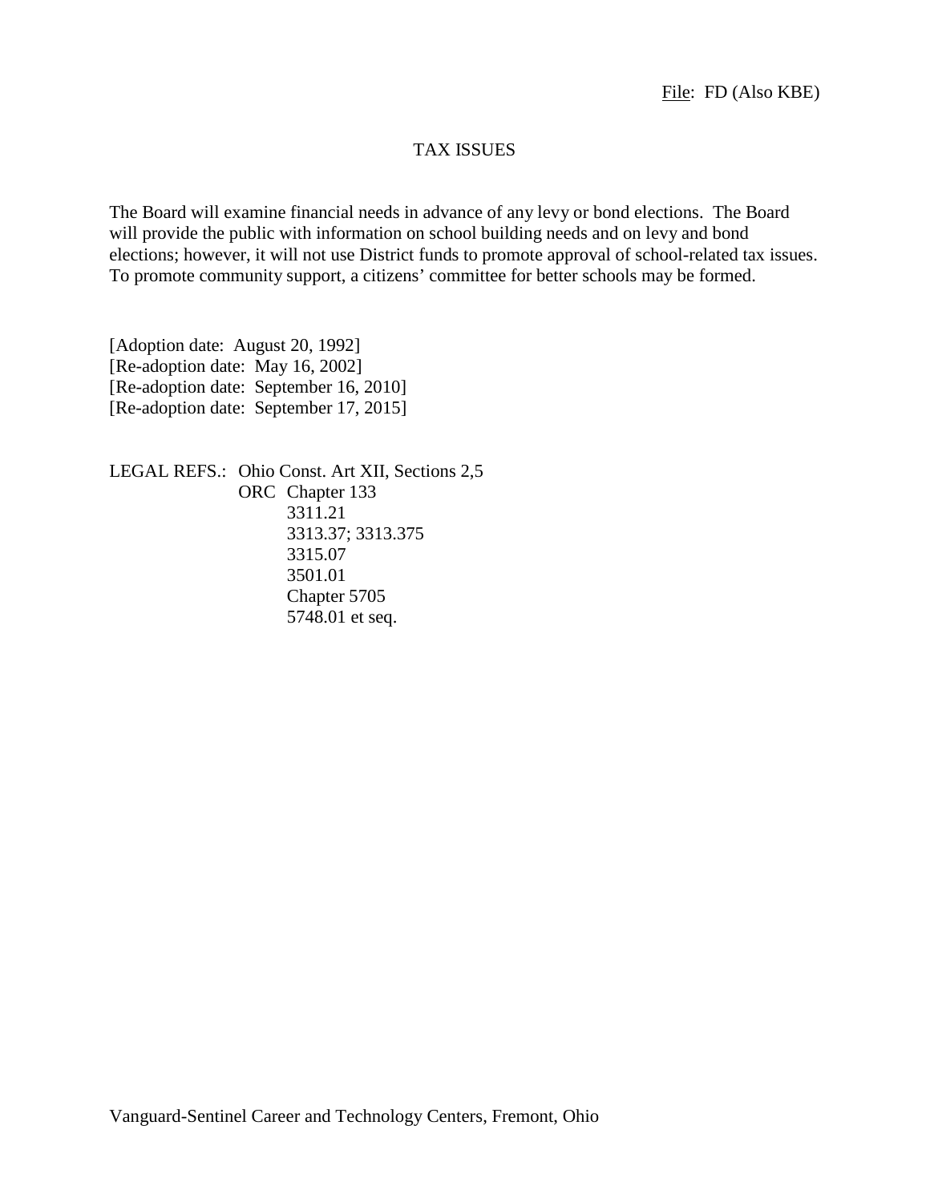File: FD (Also KBE)

# TAX ISSUES

The Board will examine financial needs in advance of any levy or bond elections. The Board will provide the public with information on school building needs and on levy and bond elections; however, it will not use District funds to promote approval of school-related tax issues. To promote community support, a citizens' committee for better schools may be formed.

[Adoption date: August 20, 1992]
[Re-adoption date: May 16, 2002]
[Re-adoption date: September 16, 2010]
[Re-adoption date: September 17, 2015]

LEGAL REFS.: Ohio Const. Art XII, Sections 2,5
ORC Chapter 133
3311.21
3313.37; 3313.375
3315.07
3501.01
Chapter 5705
5748.01 et seq.

Vanguard-Sentinel Career and Technology Centers, Fremont, Ohio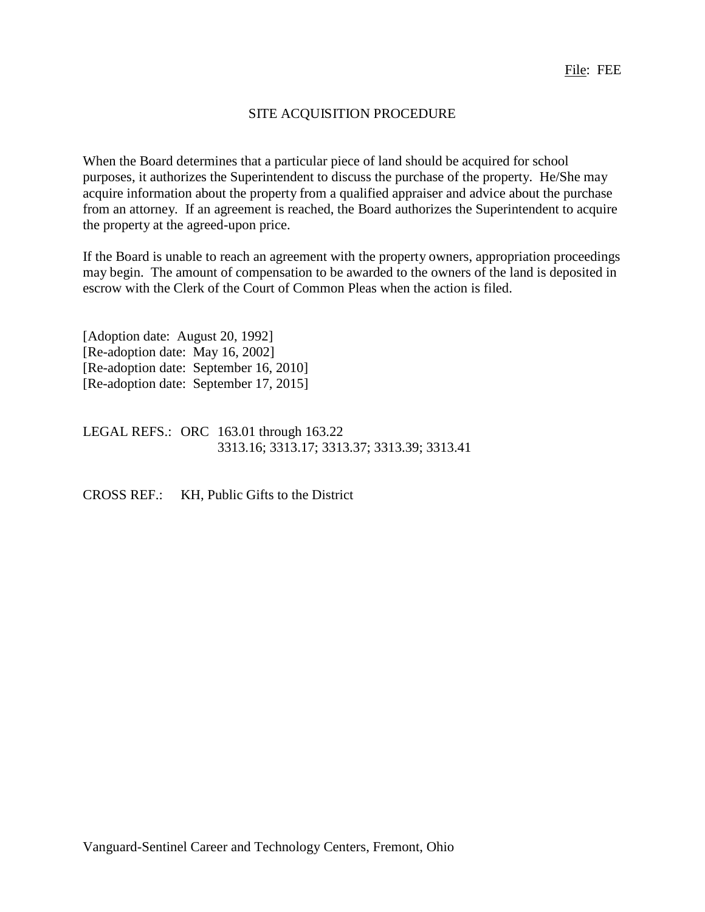File: FEE

# SITE ACQUISITION PROCEDURE

When the Board determines that a particular piece of land should be acquired for school purposes, it authorizes the Superintendent to discuss the purchase of the property. He/She may acquire information about the property from a qualified appraiser and advice about the purchase from an attorney. If an agreement is reached, the Board authorizes the Superintendent to acquire the property at the agreed-upon price.

If the Board is unable to reach an agreement with the property owners, appropriation proceedings may begin. The amount of compensation to be awarded to the owners of the land is deposited in escrow with the Clerk of the Court of Common Pleas when the action is filed.

[Adoption date: August 20, 1992]
[Re-adoption date: May 16, 2002]
[Re-adoption date: September 16, 2010]
[Re-adoption date: September 17, 2015]

LEGAL REFS.: ORC 163.01 through 163.22
3313.16; 3313.17; 3313.37; 3313.39; 3313.41

CROSS REF.: KH, Public Gifts to the District

Vanguard-Sentinel Career and Technology Centers, Fremont, Ohio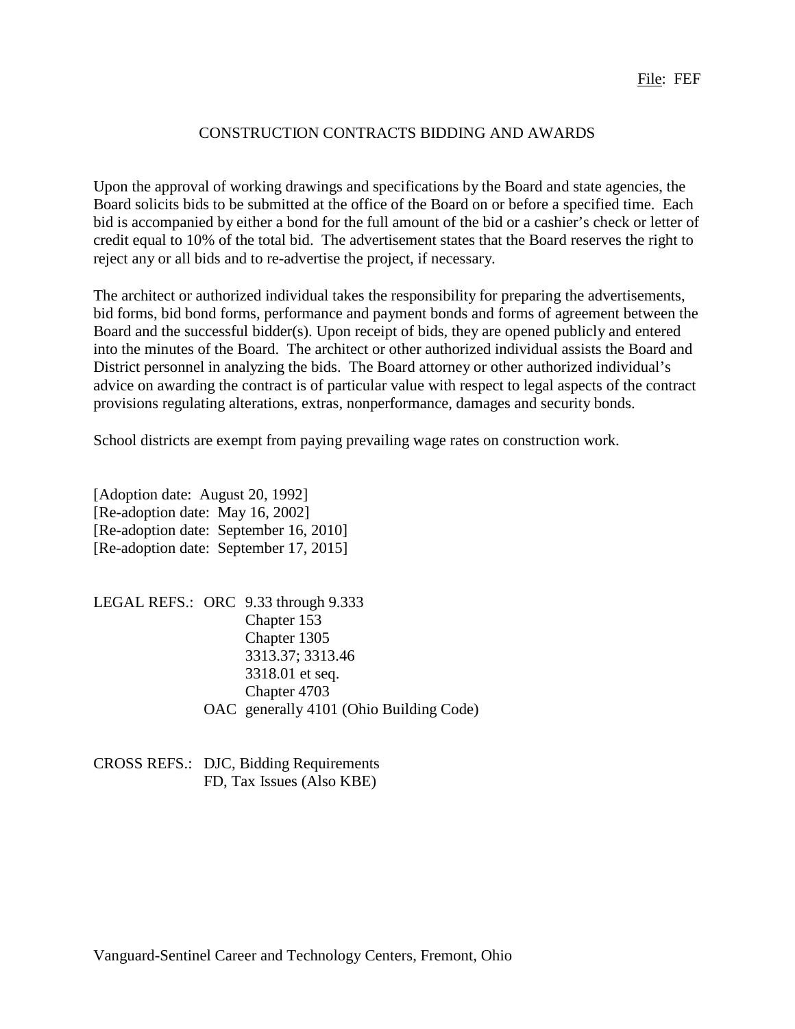File: FEF

# CONSTRUCTION CONTRACTS BIDDING AND AWARDS

Upon the approval of working drawings and specifications by the Board and state agencies, the Board solicits bids to be submitted at the office of the Board on or before a specified time. Each bid is accompanied by either a bond for the full amount of the bid or a cashier's check or letter of credit equal to 10% of the total bid. The advertisement states that the Board reserves the right to reject any or all bids and to re-advertise the project, if necessary.

The architect or authorized individual takes the responsibility for preparing the advertisements, bid forms, bid bond forms, performance and payment bonds and forms of agreement between the Board and the successful bidder(s). Upon receipt of bids, they are opened publicly and entered into the minutes of the Board. The architect or other authorized individual assists the Board and District personnel in analyzing the bids. The Board attorney or other authorized individual's advice on awarding the contract is of particular value with respect to legal aspects of the contract provisions regulating alterations, extras, nonperformance, damages and security bonds.

School districts are exempt from paying prevailing wage rates on construction work.

[Adoption date: August 20, 1992]
[Re-adoption date: May 16, 2002]
[Re-adoption date: September 16, 2010]
[Re-adoption date: September 17, 2015]

LEGAL REFS.: ORC 9.33 through 9.333
Chapter 153
Chapter 1305
3313.37; 3313.46
3318.01 et seq.
Chapter 4703
OAC generally 4101 (Ohio Building Code)

CROSS REFS.: DJC, Bidding Requirements
FD, Tax Issues (Also KBE)

Vanguard-Sentinel Career and Technology Centers, Fremont, Ohio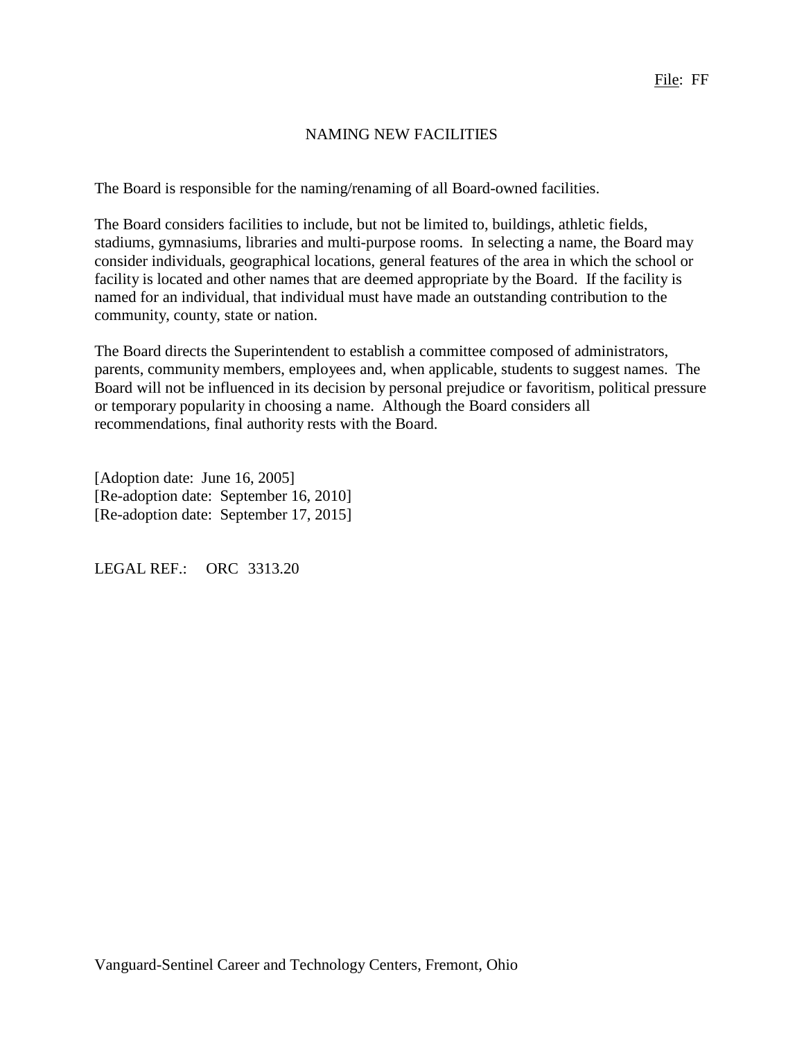File: FF

# NAMING NEW FACILITIES

The Board is responsible for the naming/renaming of all Board-owned facilities.

The Board considers facilities to include, but not be limited to, buildings, athletic fields, stadiums, gymnasiums, libraries and multi-purpose rooms. In selecting a name, the Board may consider individuals, geographical locations, general features of the area in which the school or facility is located and other names that are deemed appropriate by the Board. If the facility is named for an individual, that individual must have made an outstanding contribution to the community, county, state or nation.

The Board directs the Superintendent to establish a committee composed of administrators, parents, community members, employees and, when applicable, students to suggest names. The Board will not be influenced in its decision by personal prejudice or favoritism, political pressure or temporary popularity in choosing a name. Although the Board considers all recommendations, final authority rests with the Board.

[Adoption date: June 16, 2005]
[Re-adoption date: September 16, 2010]
[Re-adoption date: September 17, 2015]

LEGAL REF.: ORC 3313.20

Vanguard-Sentinel Career and Technology Centers, Fremont, Ohio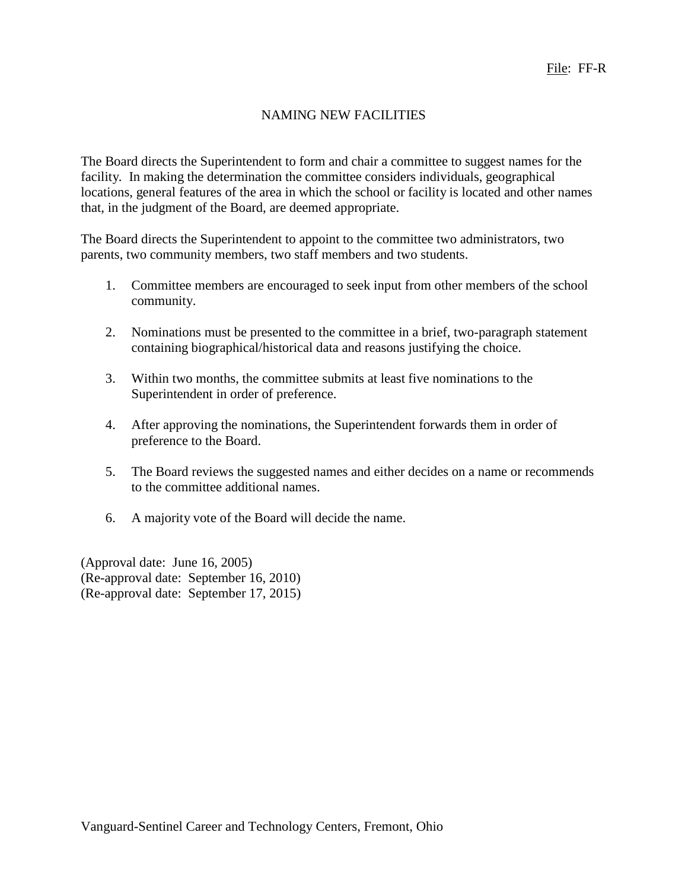File: FF-R

# NAMING NEW FACILITIES

The Board directs the Superintendent to form and chair a committee to suggest names for the facility. In making the determination the committee considers individuals, geographical locations, general features of the area in which the school or facility is located and other names that, in the judgment of the Board, are deemed appropriate.

The Board directs the Superintendent to appoint to the committee two administrators, two parents, two community members, two staff members and two students.

1. Committee members are encouraged to seek input from other members of the school community.
2. Nominations must be presented to the committee in a brief, two-paragraph statement containing biographical/historical data and reasons justifying the choice.
3. Within two months, the committee submits at least five nominations to the Superintendent in order of preference.
4. After approving the nominations, the Superintendent forwards them in order of preference to the Board.
5. The Board reviews the suggested names and either decides on a name or recommends to the committee additional names.
6. A majority vote of the Board will decide the name.

(Approval date: June 16, 2005)
(Re-approval date: September 16, 2010)
(Re-approval date: September 17, 2015)

Vanguard-Sentinel Career and Technology Centers, Fremont, Ohio